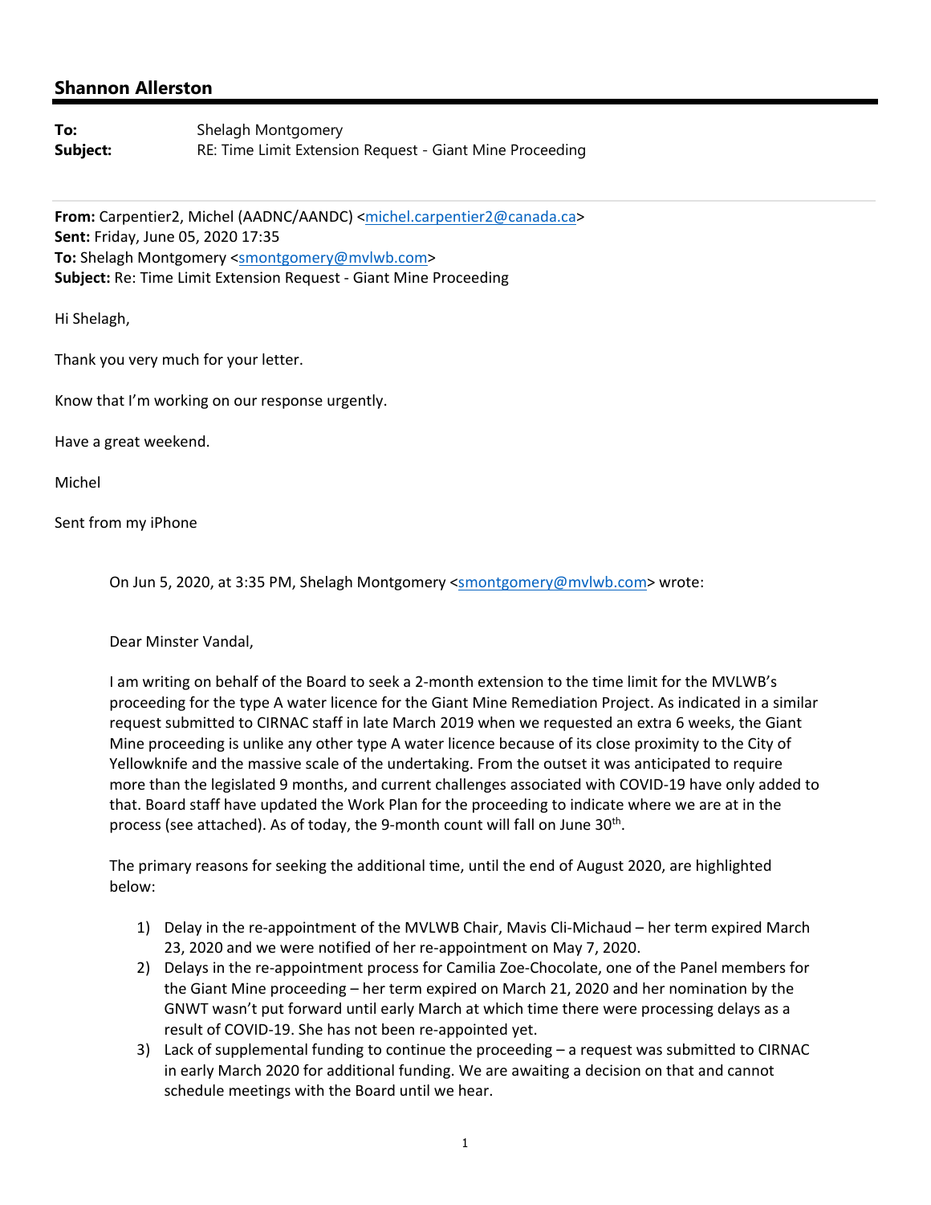## Shannon Allerston

**To:** Shelagh Montgomery
**Subject:** RE: Time Limit Extension Request - Giant Mine Proceeding

---

**From:** Carpentier2, Michel (AADNC/AANDC) <michel.carpentier2@canada.ca>
**Sent:** Friday, June 05, 2020 17:35
**To:** Shelagh Montgomery <smontgomery@mvlwb.com>
**Subject:** Re: Time Limit Extension Request - Giant Mine Proceeding

Hi Shelagh,

Thank you very much for your letter.

Know that I'm working on our response urgently.

Have a great weekend.

Michel

Sent from my iPhone

> On Jun 5, 2020, at 3:35 PM, Shelagh Montgomery <smontgomery@mvlwb.com> wrote:
>
> Dear Minster Vandal,
>
> I am writing on behalf of the Board to seek a 2-month extension to the time limit for the MVLWB's proceeding for the type A water licence for the Giant Mine Remediation Project. As indicated in a similar request submitted to CIRNAC staff in late March 2019 when we requested an extra 6 weeks, the Giant Mine proceeding is unlike any other type A water licence because of its close proximity to the City of Yellowknife and the massive scale of the undertaking. From the outset it was anticipated to require more than the legislated 9 months, and current challenges associated with COVID-19 have only added to that. Board staff have updated the Work Plan for the proceeding to indicate where we are at in the process (see attached). As of today, the 9-month count will fall on June 30th.
>
> The primary reasons for seeking the additional time, until the end of August 2020, are highlighted below:
>
> 1) Delay in the re-appointment of the MVLWB Chair, Mavis Cli-Michaud – her term expired March 23, 2020 and we were notified of her re-appointment on May 7, 2020.
> 2) Delays in the re-appointment process for Camilia Zoe-Chocolate, one of the Panel members for the Giant Mine proceeding – her term expired on March 21, 2020 and her nomination by the GNWT wasn't put forward until early March at which time there were processing delays as a result of COVID-19. She has not been re-appointed yet.
> 3) Lack of supplemental funding to continue the proceeding – a request was submitted to CIRNAC in early March 2020 for additional funding. We are awaiting a decision on that and cannot schedule meetings with the Board until we hear.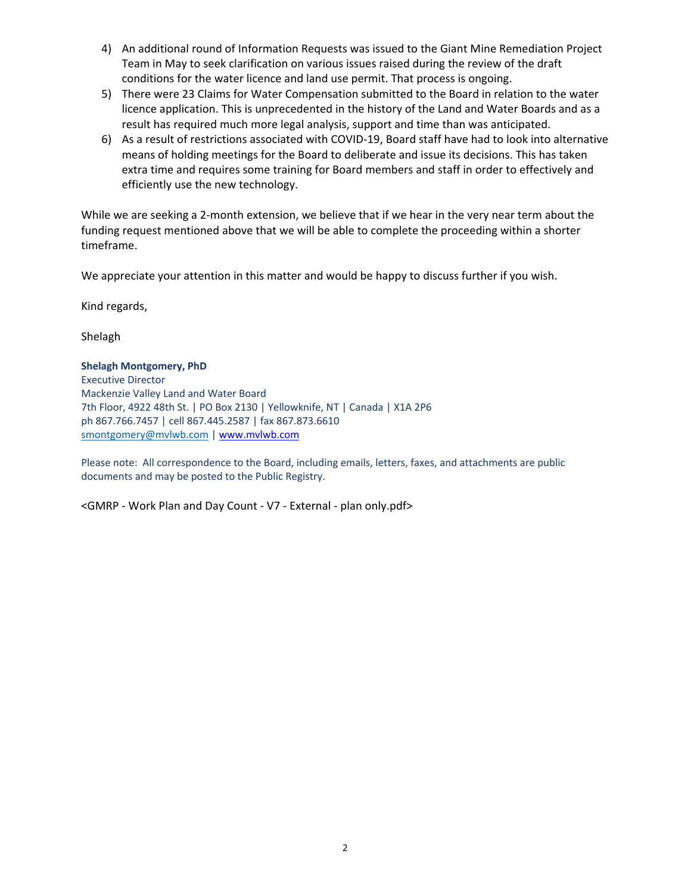4) An additional round of Information Requests was issued to the Giant Mine Remediation Project Team in May to seek clarification on various issues raised during the review of the draft conditions for the water licence and land use permit. That process is ongoing.
5) There were 23 Claims for Water Compensation submitted to the Board in relation to the water licence application. This is unprecedented in the history of the Land and Water Boards and as a result has required much more legal analysis, support and time than was anticipated.
6) As a result of restrictions associated with COVID-19, Board staff have had to look into alternative means of holding meetings for the Board to deliberate and issue its decisions. This has taken extra time and requires some training for Board members and staff in order to effectively and efficiently use the new technology.

While we are seeking a 2-month extension, we believe that if we hear in the very near term about the funding request mentioned above that we will be able to complete the proceeding within a shorter timeframe.

We appreciate your attention in this matter and would be happy to discuss further if you wish.

Kind regards,

Shelagh

**Shelagh Montgomery, PhD**
Executive Director
Mackenzie Valley Land and Water Board
7th Floor, 4922 48th St. | PO Box 2130 | Yellowknife, NT | Canada | X1A 2P6
ph 867.766.7457 | cell 867.445.2587 | fax 867.873.6610
smontgomery@mvlwb.com | www.mvlwb.com

Please note: All correspondence to the Board, including emails, letters, faxes, and attachments are public documents and may be posted to the Public Registry.

<GMRP - Work Plan and Day Count - V7 - External - plan only.pdf>